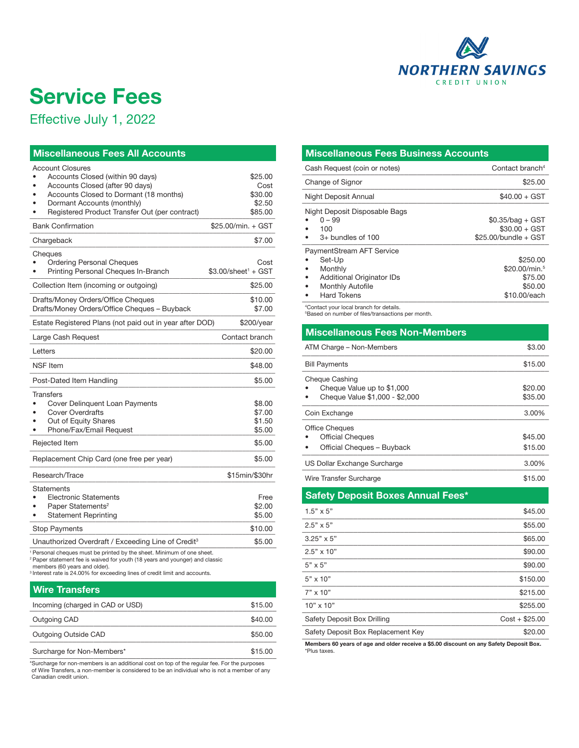NORTHERN SAVINGS CREDIT UNION

# Service Fees

## Effective July 1, 2022

### Miscellaneous Fees All Accounts

| Item | Fee |
|---|---|
| **Account Closures** | |
| • Accounts Closed (within 90 days) | $25.00 |
| • Accounts Closed (after 90 days) | Cost |
| • Accounts Closed to Dormant (18 months) | $30.00 |
| • Dormant Accounts (monthly) | $2.50 |
| • Registered Product Transfer Out (per contract) | $85.00 |
| Bank Confirmation | $25.00/min. + GST |
| Chargeback | $7.00 |
| **Cheques** | |
| • Ordering Personal Cheques | Cost |
| • Printing Personal Cheques In-Branch | $3.00/sheet[1] + GST |
| Collection Item (incoming or outgoing) | $25.00 |
| Drafts/Money Orders/Office Cheques | $10.00 |
| Drafts/Money Orders/Office Cheques – Buyback | $7.00 |
| Estate Registered Plans (not paid out in year after DOD) | $200/year |
| Large Cash Request | Contact branch |
| Letters | $20.00 |
| NSF Item | $48.00 |
| Post-Dated Item Handling | $5.00 |
| **Transfers** | |
| • Cover Delinquent Loan Payments | $8.00 |
| • Cover Overdrafts | $7.00 |
| • Out of Equity Shares | $1.50 |
| • Phone/Fax/Email Request | $5.00 |
| Rejected Item | $5.00 |
| Replacement Chip Card (one free per year) | $5.00 |
| Research/Trace | $15min/$30hr |
| **Statements** | |
| • Electronic Statements | Free |
| • Paper Statements[2] | $2.00 |
| • Statement Reprinting | $5.00 |
| Stop Payments | $10.00 |
| Unauthorized Overdraft / Exceeding Line of Credit[3] | $5.00 |

[1] Personal cheques must be printed by the sheet. Minimum of one sheet.
[2] Paper statement fee is waived for youth (18 years and younger) and classic members (60 years and older).
[3] Interest rate is 24.00% for exceeding lines of credit limit and accounts.

### Wire Transfers

| Item | Fee |
|---|---|
| Incoming (charged in CAD or USD) | $15.00 |
| Outgoing CAD | $40.00 |
| Outgoing Outside CAD | $50.00 |
| Surcharge for Non-Members* | $15.00 |

*Surcharge for non-members is an additional cost on top of the regular fee. For the purposes of Wire Transfers, a non-member is considered to be an individual who is not a member of any Canadian credit union.

### Miscellaneous Fees Business Accounts

| Item | Fee |
|---|---|
| Cash Request (coin or notes) | Contact branch[4] |
| Change of Signor | $25.00 |
| Night Deposit Annual | $40.00 + GST |
| **Night Deposit Disposable Bags** | |
| • 0 – 99 | $0.35/bag + GST |
| • 100 | $30.00 + GST |
| • 3+ bundles of 100 | $25.00/bundle + GST |
| **PaymentStream AFT Service** | |
| • Set-Up | $250.00 |
| • Monthly | $20.00/min.[5] |
| • Additional Originator IDs | $75.00 |
| • Monthly Autofile | $50.00 |
| • Hard Tokens | $10.00/each |

[4] Contact your local branch for details.
[5] Based on number of files/transactions per month.

### Miscellaneous Fees Non-Members

| Item | Fee |
|---|---|
| ATM Charge – Non-Members | $3.00 |
| Bill Payments | $15.00 |
| **Cheque Cashing** | |
| • Cheque Value up to $1,000 | $20.00 |
| • Cheque Value $1,000 - $2,000 | $35.00 |
| Coin Exchange | 3.00% |
| **Office Cheques** | |
| • Official Cheques | $45.00 |
| • Official Cheques – Buyback | $15.00 |
| US Dollar Exchange Surcharge | 3.00% |
| Wire Transfer Surcharge | $15.00 |

### Safety Deposit Boxes Annual Fees*

| Item | Fee |
|---|---|
| 1.5" x 5" | $45.00 |
| 2.5" x 5" | $55.00 |
| 3.25" x 5" | $65.00 |
| 2.5" x 10" | $90.00 |
| 5" x 5" | $90.00 |
| 5" x 10" | $150.00 |
| 7" x 10" | $215.00 |
| 10" x 10" | $255.00 |
| Safety Deposit Box Drilling | Cost + $25.00 |
| Safety Deposit Box Replacement Key | $20.00 |

**Members 60 years of age and older receive a $5.00 discount on any Safety Deposit Box.**
*Plus taxes.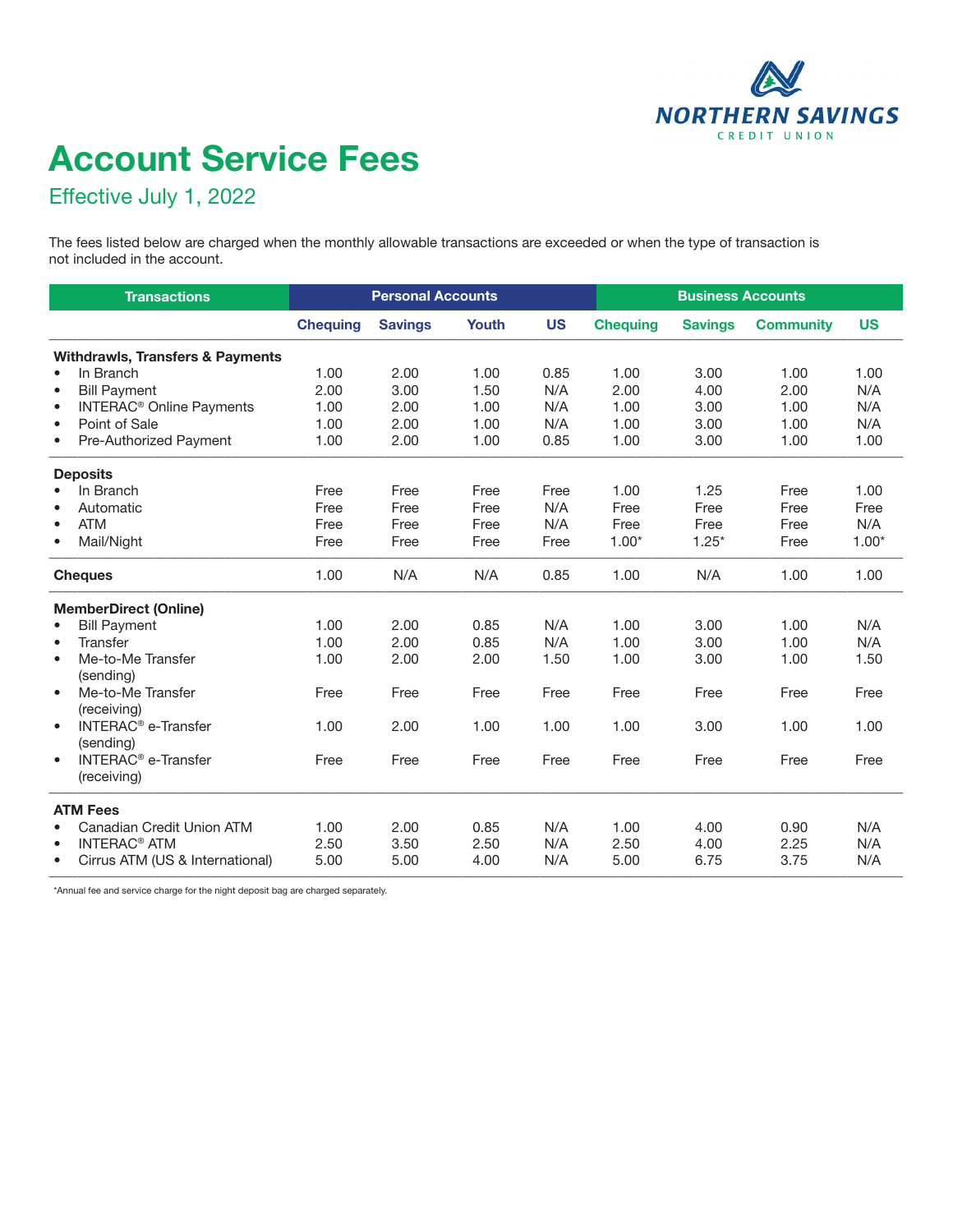NORTHERN SAVINGS
CREDIT UNION

# Account Service Fees

## Effective July 1, 2022

The fees listed below are charged when the monthly allowable transactions are exceeded or when the type of transaction is not included in the account.

| Transactions | Personal Accounts | | | | Business Accounts | | | |
|---|---|---|---|---|---|---|---|---|
| | Chequing | Savings | Youth | US | Chequing | Savings | Community | US |
| **Withdrawls, Transfers & Payments** | | | | | | | | |
| • In Branch | 1.00 | 2.00 | 1.00 | 0.85 | 1.00 | 3.00 | 1.00 | 1.00 |
| • Bill Payment | 2.00 | 3.00 | 1.50 | N/A | 2.00 | 4.00 | 2.00 | N/A |
| • INTERAC® Online Payments | 1.00 | 2.00 | 1.00 | N/A | 1.00 | 3.00 | 1.00 | N/A |
| • Point of Sale | 1.00 | 2.00 | 1.00 | N/A | 1.00 | 3.00 | 1.00 | N/A |
| • Pre-Authorized Payment | 1.00 | 2.00 | 1.00 | 0.85 | 1.00 | 3.00 | 1.00 | 1.00 |
| **Deposits** | | | | | | | | |
| • In Branch | Free | Free | Free | Free | 1.00 | 1.25 | Free | 1.00 |
| • Automatic | Free | Free | Free | N/A | Free | Free | Free | Free |
| • ATM | Free | Free | Free | N/A | Free | Free | Free | N/A |
| • Mail/Night | Free | Free | Free | Free | 1.00* | 1.25* | Free | 1.00* |
| **Cheques** | 1.00 | N/A | N/A | 0.85 | 1.00 | N/A | 1.00 | 1.00 |
| **MemberDirect (Online)** | | | | | | | | |
| • Bill Payment | 1.00 | 2.00 | 0.85 | N/A | 1.00 | 3.00 | 1.00 | N/A |
| • Transfer | 1.00 | 2.00 | 0.85 | N/A | 1.00 | 3.00 | 1.00 | N/A |
| • Me-to-Me Transfer (sending) | 1.00 | 2.00 | 2.00 | 1.50 | 1.00 | 3.00 | 1.00 | 1.50 |
| • Me-to-Me Transfer (receiving) | Free | Free | Free | Free | Free | Free | Free | Free |
| • INTERAC® e-Transfer (sending) | 1.00 | 2.00 | 1.00 | 1.00 | 1.00 | 3.00 | 1.00 | 1.00 |
| • INTERAC® e-Transfer (receiving) | Free | Free | Free | Free | Free | Free | Free | Free |
| **ATM Fees** | | | | | | | | |
| • Canadian Credit Union ATM | 1.00 | 2.00 | 0.85 | N/A | 1.00 | 4.00 | 0.90 | N/A |
| • INTERAC® ATM | 2.50 | 3.50 | 2.50 | N/A | 2.50 | 4.00 | 2.25 | N/A |
| • Cirrus ATM (US & International) | 5.00 | 5.00 | 4.00 | N/A | 5.00 | 6.75 | 3.75 | N/A |

*Annual fee and service charge for the night deposit bag are charged separately.